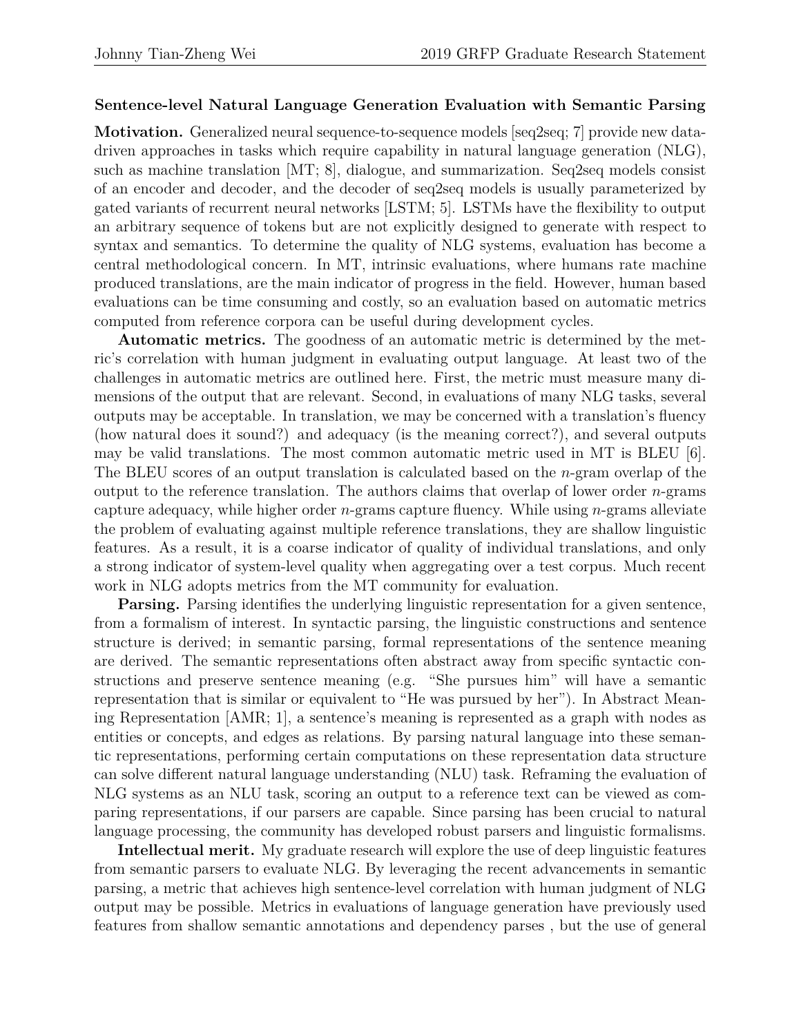## Sentence-level Natural Language Generation Evaluation with Semantic Parsing

**Motivation.** Generalized neural sequence-to-sequence models [seq2seq; 7] provide new data-driven approaches in tasks which require capability in natural language generation (NLG), such as machine translation [MT; 8], dialogue, and summarization. Seq2seq models consist of an encoder and decoder, and the decoder of seq2seq models is usually parameterized by gated variants of recurrent neural networks [LSTM; 5]. LSTMs have the flexibility to output an arbitrary sequence of tokens but are not explicitly designed to generate with respect to syntax and semantics. To determine the quality of NLG systems, evaluation has become a central methodological concern. In MT, intrinsic evaluations, where humans rate machine produced translations, are the main indicator of progress in the field. However, human based evaluations can be time consuming and costly, so an evaluation based on automatic metrics computed from reference corpora can be useful during development cycles.

**Automatic metrics.** The goodness of an automatic metric is determined by the metric's correlation with human judgment in evaluating output language. At least two of the challenges in automatic metrics are outlined here. First, the metric must measure many dimensions of the output that are relevant. Second, in evaluations of many NLG tasks, several outputs may be acceptable. In translation, we may be concerned with a translation's fluency (how natural does it sound?) and adequacy (is the meaning correct?), and several outputs may be valid translations. The most common automatic metric used in MT is BLEU [6]. The BLEU scores of an output translation is calculated based on the $n$-gram overlap of the output to the reference translation. The authors claims that overlap of lower order $n$-grams capture adequacy, while higher order $n$-grams capture fluency. While using $n$-grams alleviate the problem of evaluating against multiple reference translations, they are shallow linguistic features. As a result, it is a coarse indicator of quality of individual translations, and only a strong indicator of system-level quality when aggregating over a test corpus. Much recent work in NLG adopts metrics from the MT community for evaluation.

**Parsing.** Parsing identifies the underlying linguistic representation for a given sentence, from a formalism of interest. In syntactic parsing, the linguistic constructions and sentence structure is derived; in semantic parsing, formal representations of the sentence meaning are derived. The semantic representations often abstract away from specific syntactic constructions and preserve sentence meaning (e.g. "She pursues him" will have a semantic representation that is similar or equivalent to "He was pursued by her"). In Abstract Meaning Representation [AMR; 1], a sentence's meaning is represented as a graph with nodes as entities or concepts, and edges as relations. By parsing natural language into these semantic representations, performing certain computations on these representation data structure can solve different natural language understanding (NLU) task. Reframing the evaluation of NLG systems as an NLU task, scoring an output to a reference text can be viewed as comparing representations, if our parsers are capable. Since parsing has been crucial to natural language processing, the community has developed robust parsers and linguistic formalisms.

**Intellectual merit.** My graduate research will explore the use of deep linguistic features from semantic parsers to evaluate NLG. By leveraging the recent advancements in semantic parsing, a metric that achieves high sentence-level correlation with human judgment of NLG output may be possible. Metrics in evaluations of language generation have previously used features from shallow semantic annotations and dependency parses , but the use of general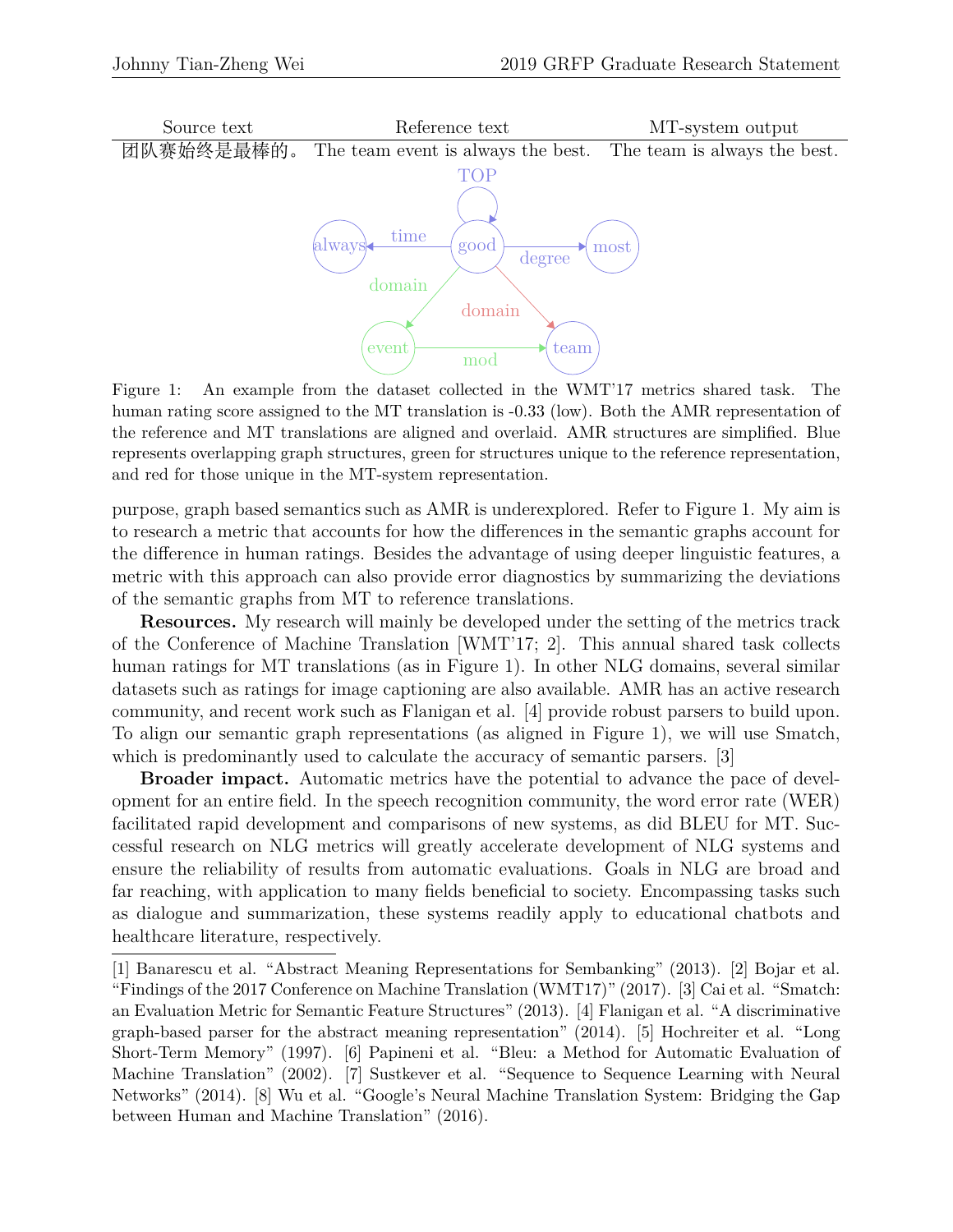| Source text | Reference text | MT-system output |
|---|---|---|
| 团队赛始终是最棒的。 | The team event is always the best. | The team is always the best. |

TOP

always

time

good

degree

most

domain

domain

event

mod

team

Figure 1: An example from the dataset collected in the WMT'17 metrics shared task. The human rating score assigned to the MT translation is -0.33 (low). Both the AMR representation of the reference and MT translations are aligned and overlaid. AMR structures are simplified. Blue represents overlapping graph structures, green for structures unique to the reference representation, and red for those unique in the MT-system representation.

purpose, graph based semantics such as AMR is underexplored. Refer to Figure 1. My aim is to research a metric that accounts for how the differences in the semantic graphs account for the difference in human ratings. Besides the advantage of using deeper linguistic features, a metric with this approach can also provide error diagnostics by summarizing the deviations of the semantic graphs from MT to reference translations.

**Resources.** My research will mainly be developed under the setting of the metrics track of the Conference of Machine Translation [WMT'17; 2]. This annual shared task collects human ratings for MT translations (as in Figure 1). In other NLG domains, several similar datasets such as ratings for image captioning are also available. AMR has an active research community, and recent work such as Flanigan et al. [4] provide robust parsers to build upon. To align our semantic graph representations (as aligned in Figure 1), we will use Smatch, which is predominantly used to calculate the accuracy of semantic parsers. [3]

**Broader impact.** Automatic metrics have the potential to advance the pace of development for an entire field. In the speech recognition community, the word error rate (WER) facilitated rapid development and comparisons of new systems, as did BLEU for MT. Successful research on NLG metrics will greatly accelerate development of NLG systems and ensure the reliability of results from automatic evaluations. Goals in NLG are broad and far reaching, with application to many fields beneficial to society. Encompassing tasks such as dialogue and summarization, these systems readily apply to educational chatbots and healthcare literature, respectively.

---

[1] Banarescu et al. "Abstract Meaning Representations for Sembanking" (2013). [2] Bojar et al. "Findings of the 2017 Conference on Machine Translation (WMT17)" (2017). [3] Cai et al. "Smatch: an Evaluation Metric for Semantic Feature Structures" (2013). [4] Flanigan et al. "A discriminative graph-based parser for the abstract meaning representation" (2014). [5] Hochreiter et al. "Long Short-Term Memory" (1997). [6] Papineni et al. "Bleu: a Method for Automatic Evaluation of Machine Translation" (2002). [7] Sustkever et al. "Sequence to Sequence Learning with Neural Networks" (2014). [8] Wu et al. "Google's Neural Machine Translation System: Bridging the Gap between Human and Machine Translation" (2016).